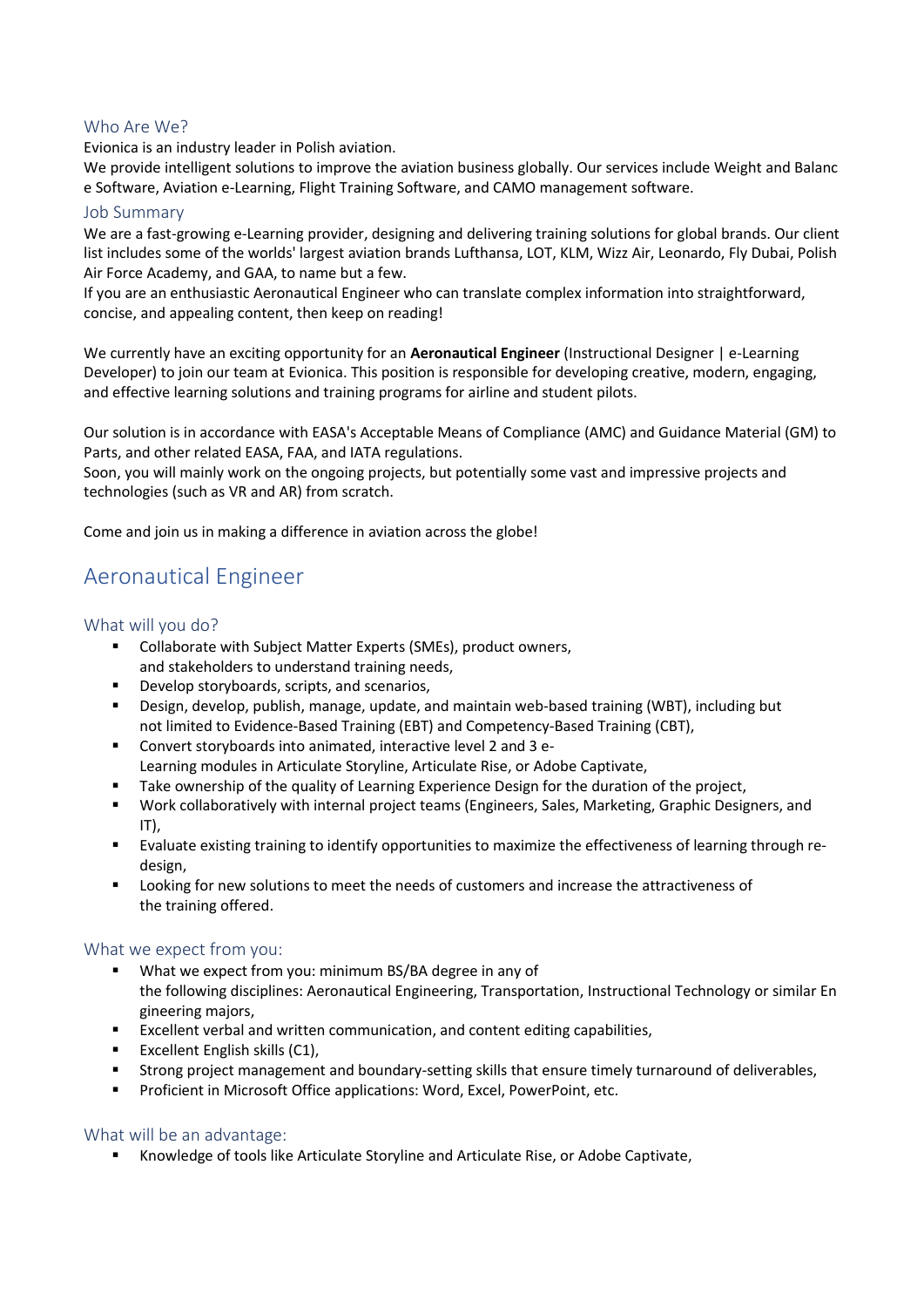## Who Are We?

Evionica is an industry leader in Polish aviation.
We provide intelligent solutions to improve the aviation business globally. Our services include Weight and Balance Software, Aviation e-Learning, Flight Training Software, and CAMO management software.

## Job Summary

We are a fast-growing e-Learning provider, designing and delivering training solutions for global brands. Our client list includes some of the worlds' largest aviation brands Lufthansa, LOT, KLM, Wizz Air, Leonardo, Fly Dubai, Polish Air Force Academy, and GAA, to name but a few.
If you are an enthusiastic Aeronautical Engineer who can translate complex information into straightforward, concise, and appealing content, then keep on reading!

We currently have an exciting opportunity for an **Aeronautical Engineer** (Instructional Designer | e-Learning Developer) to join our team at Evionica. This position is responsible for developing creative, modern, engaging, and effective learning solutions and training programs for airline and student pilots.

Our solution is in accordance with EASA's Acceptable Means of Compliance (AMC) and Guidance Material (GM) to Parts, and other related EASA, FAA, and IATA regulations.
Soon, you will mainly work on the ongoing projects, but potentially some vast and impressive projects and technologies (such as VR and AR) from scratch.

Come and join us in making a difference in aviation across the globe!

# Aeronautical Engineer

## What will you do?

- Collaborate with Subject Matter Experts (SMEs), product owners, and stakeholders to understand training needs,
- Develop storyboards, scripts, and scenarios,
- Design, develop, publish, manage, update, and maintain web-based training (WBT), including but not limited to Evidence-Based Training (EBT) and Competency-Based Training (CBT),
- Convert storyboards into animated, interactive level 2 and 3 e-Learning modules in Articulate Storyline, Articulate Rise, or Adobe Captivate,
- Take ownership of the quality of Learning Experience Design for the duration of the project,
- Work collaboratively with internal project teams (Engineers, Sales, Marketing, Graphic Designers, and IT),
- Evaluate existing training to identify opportunities to maximize the effectiveness of learning through re-design,
- Looking for new solutions to meet the needs of customers and increase the attractiveness of the training offered.

## What we expect from you:

- What we expect from you: minimum BS/BA degree in any of the following disciplines: Aeronautical Engineering, Transportation, Instructional Technology or similar Engineering majors,
- Excellent verbal and written communication, and content editing capabilities,
- Excellent English skills (C1),
- Strong project management and boundary-setting skills that ensure timely turnaround of deliverables,
- Proficient in Microsoft Office applications: Word, Excel, PowerPoint, etc.

## What will be an advantage:

- Knowledge of tools like Articulate Storyline and Articulate Rise, or Adobe Captivate,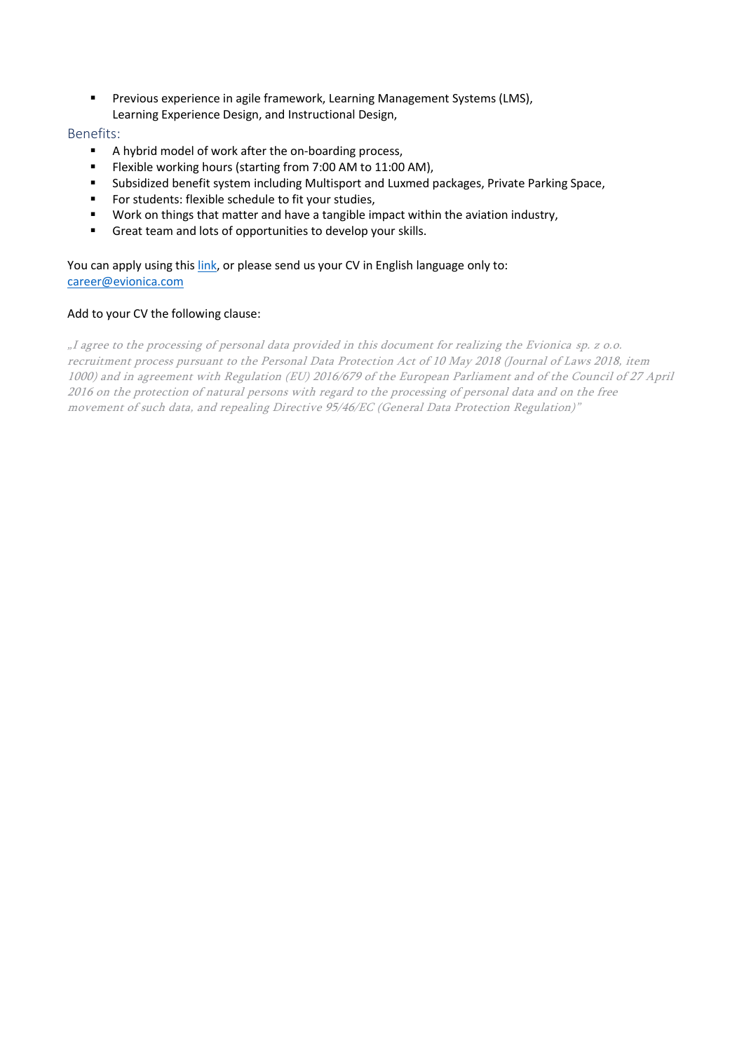- Previous experience in agile framework, Learning Management Systems (LMS), Learning Experience Design, and Instructional Design,

## Benefits:

- A hybrid model of work after the on-boarding process,
- Flexible working hours (starting from 7:00 AM to 11:00 AM),
- Subsidized benefit system including Multisport and Luxmed packages, Private Parking Space,
- For students: flexible schedule to fit your studies,
- Work on things that matter and have a tangible impact within the aviation industry,
- Great team and lots of opportunities to develop your skills.

You can apply using this link, or please send us your CV in English language only to: career@evionica.com

Add to your CV the following clause:

*„I agree to the processing of personal data provided in this document for realizing the Evionica sp. z o.o. recruitment process pursuant to the Personal Data Protection Act of 10 May 2018 (Journal of Laws 2018, item 1000) and in agreement with Regulation (EU) 2016/679 of the European Parliament and of the Council of 27 April 2016 on the protection of natural persons with regard to the processing of personal data and on the free movement of such data, and repealing Directive 95/46/EC (General Data Protection Regulation)"*